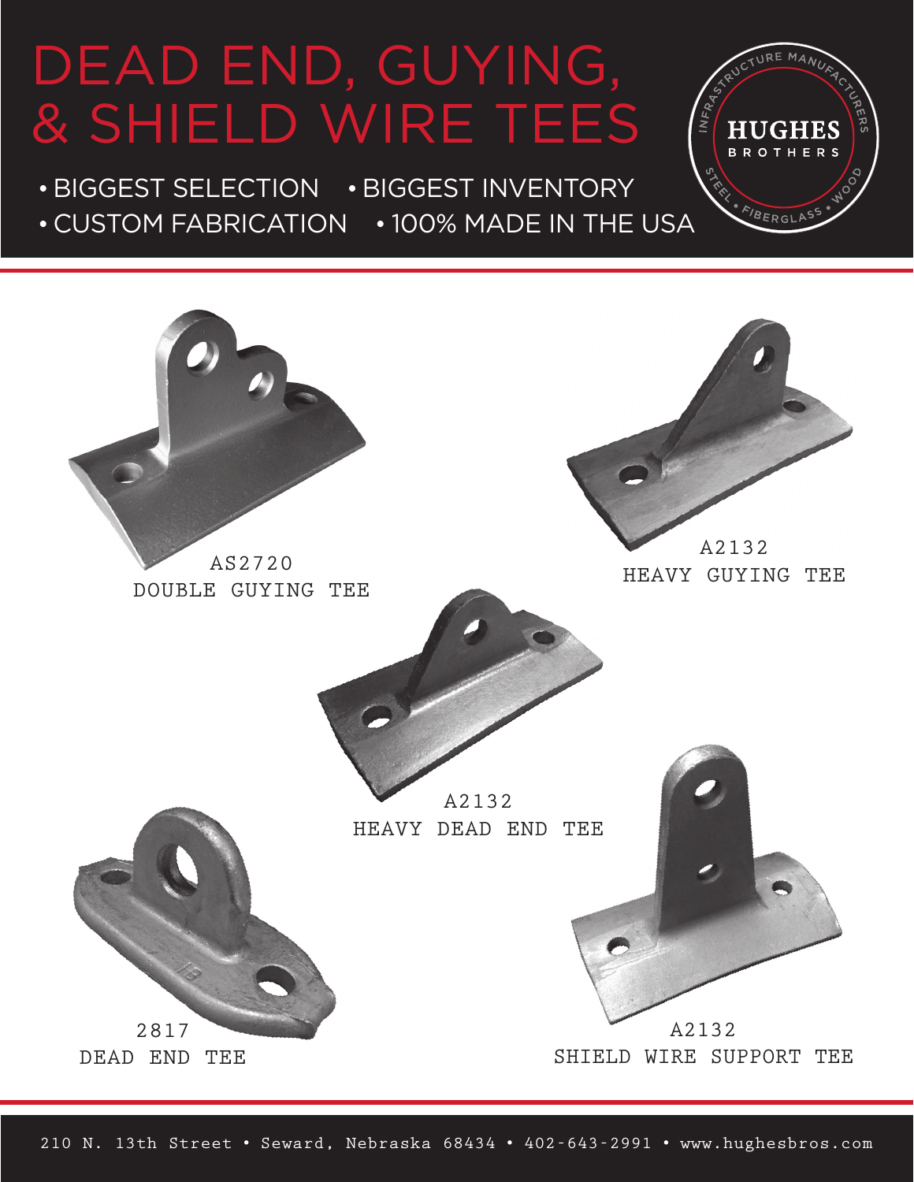# DEAD END, GUYING, & SHIELD WIRE TEES

- BIGGEST SELECTION
- BIGGEST INVENTORY
- CUSTOM FABRICATION
- 100% MADE IN THE USA

HUGHES BROTHERS
INFRASTRUCTURE MANUFACTURERS
STEEL • FIBERGLASS • WOOD

AS2720
DOUBLE GUYING TEE

A2132
HEAVY GUYING TEE

A2132
HEAVY DEAD END TEE

2817
DEAD END TEE

A2132
SHIELD WIRE SUPPORT TEE

210 N. 13th Street • Seward, Nebraska 68434 • 402-643-2991 • www.hughesbros.com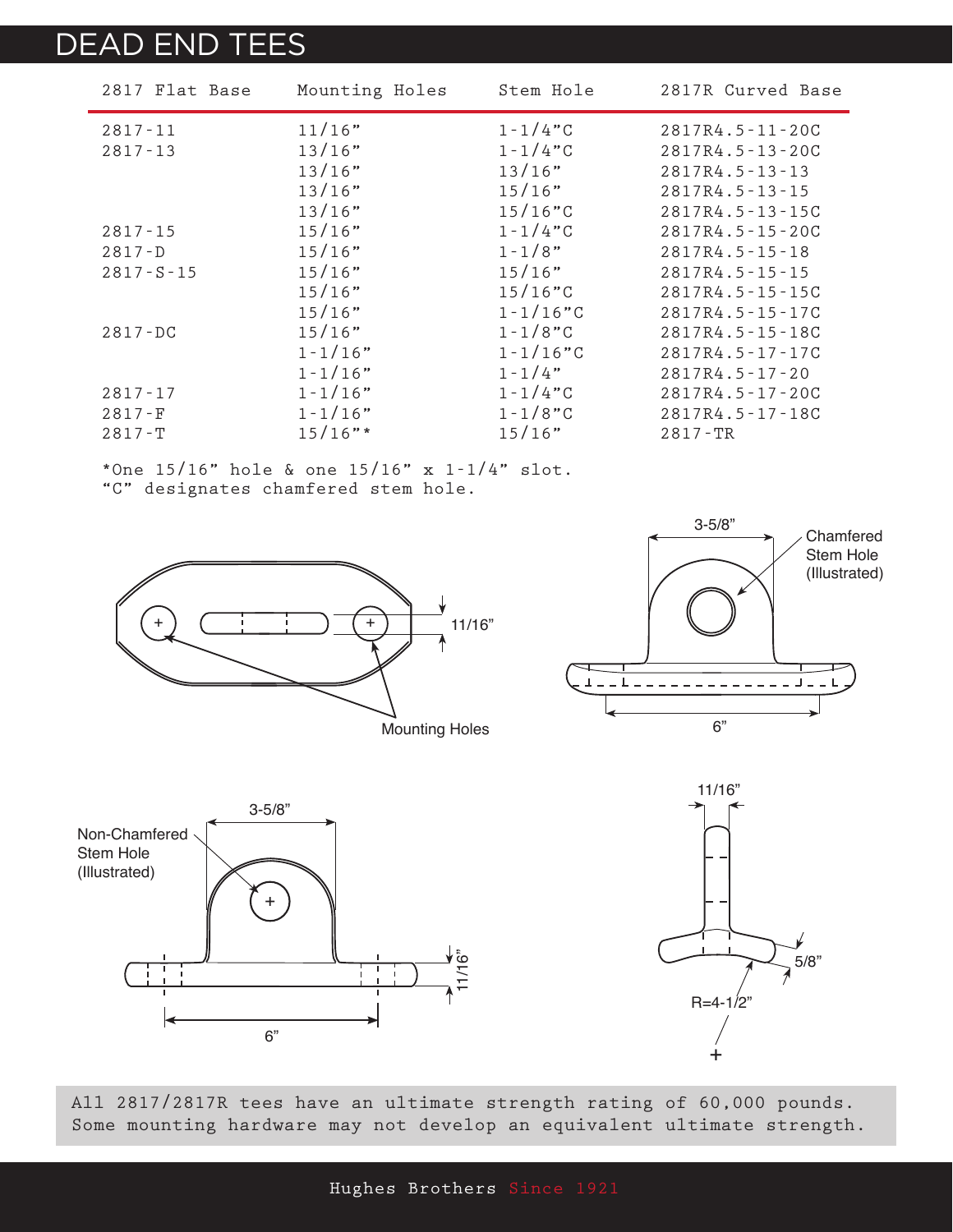# DEAD END TEES

| 2817 Flat Base | Mounting Holes | Stem Hole | 2817R Curved Base |
|---|---|---|---|
| 2817-11 | 11/16” | 1-1/4”C | 2817R4.5-11-20C |
| 2817-13 | 13/16” | 1-1/4”C | 2817R4.5-13-20C |
| | 13/16” | 13/16” | 2817R4.5-13-13 |
| | 13/16” | 15/16” | 2817R4.5-13-15 |
| | 13/16” | 15/16”C | 2817R4.5-13-15C |
| 2817-15 | 15/16” | 1-1/4”C | 2817R4.5-15-20C |
| 2817-D | 15/16” | 1-1/8” | 2817R4.5-15-18 |
| 2817-S-15 | 15/16” | 15/16” | 2817R4.5-15-15 |
| | 15/16” | 15/16”C | 2817R4.5-15-15C |
| | 15/16” | 1-1/16”C | 2817R4.5-15-17C |
| 2817-DC | 15/16” | 1-1/8”C | 2817R4.5-15-18C |
| | 1-1/16” | 1-1/16”C | 2817R4.5-17-17C |
| | 1-1/16” | 1-1/4” | 2817R4.5-17-20 |
| 2817-17 | 1-1/16” | 1-1/4”C | 2817R4.5-17-20C |
| 2817-F | 1-1/16” | 1-1/8”C | 2817R4.5-17-18C |
| 2817-T | 15/16”* | 15/16” | 2817-TR |

*One 15/16” hole & one 15/16” x 1-1/4” slot.
“C” designates chamfered stem hole.

11/16”

Mounting Holes

3-5/8”

Chamfered Stem Hole (Illustrated)

6”

3-5/8”

Non-Chamfered Stem Hole (Illustrated)

11/16”

6”

11/16”

5/8”

R=4-1/2”

All 2817/2817R tees have an ultimate strength rating of 60,000 pounds. Some mounting hardware may not develop an equivalent ultimate strength.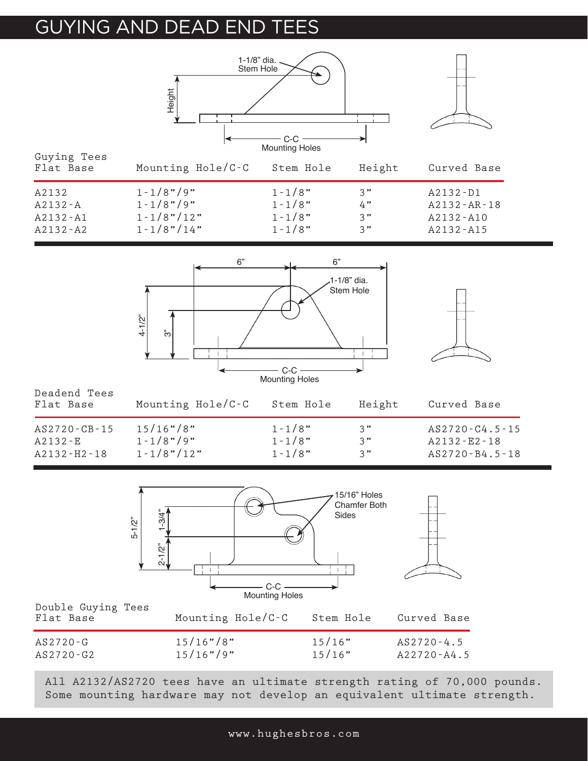# GUYING AND DEAD END TEES

1-1/8" dia. Stem Hole

Height

C-C Mounting Holes

| Guying Tees Flat Base | Mounting Hole/C-C | Stem Hole | Height | Curved Base |
|---|---|---|---|---|
| A2132 | 1-1/8"/9" | 1-1/8" | 3" | A2132-D1 |
| A2132-A | 1-1/8"/9" | 1-1/8" | 4" | A2132-AR-18 |
| A2132-A1 | 1-1/8"/12" | 1-1/8" | 3" | A2132-A10 |
| A2132-A2 | 1-1/8"/14" | 1-1/8" | 3" | A2132-A15 |

6" 6"

1-1/8" dia. Stem Hole

4-1/2" 3"

C-C Mounting Holes

| Deadend Tees Flat Base | Mounting Hole/C-C | Stem Hole | Height | Curved Base |
|---|---|---|---|---|
| AS2720-CB-15 | 15/16"/8" | 1-1/8" | 3" | AS2720-C4.5-15 |
| A2132-E | 1-1/8"/9" | 1-1/8" | 3" | A2132-E2-18 |
| A2132-H2-18 | 1-1/8"/12" | 1-1/8" | 3" | AS2720-B4.5-18 |

15/16" Holes Chamfer Both Sides

5-1/2" 1-3/4" 2-1/2"

C-C Mounting Holes

| Double Guying Tees Flat Base | Mounting Hole/C-C | Stem Hole | Curved Base |
|---|---|---|---|
| AS2720-G | 15/16"/8" | 15/16" | AS2720-4.5 |
| AS2720-G2 | 15/16"/9" | 15/16" | A22720-A4.5 |

All A2132/AS2720 tees have an ultimate strength rating of 70,000 pounds. Some mounting hardware may not develop an equivalent ultimate strength.

www.hughesbros.com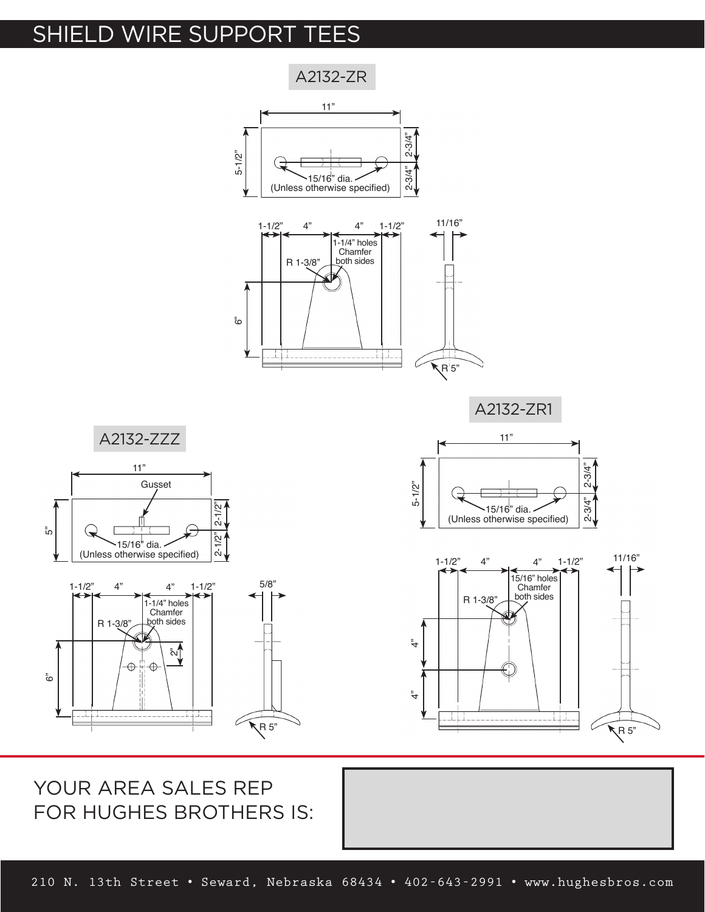# SHIELD WIRE SUPPORT TEES

## A2132-ZR

11"

5-1/2"

2-3/4"

2-3/4"

15/16" dia.
(Unless otherwise specified)

1-1/2" 4" 4" 1-1/2"

1-1/4" holes
Chamfer
both sides

R 1-3/8"

6"

11/16"

R 5"

## A2132-ZR1

11"

5-1/2"

2-3/4"

2-3/4"

15/16" dia.
(Unless otherwise specified)

1-1/2" 4" 4" 1-1/2"

15/16" holes
Chamfer
both sides

R 1-3/8"

4"

4"

11/16"

R 5"

## A2132-ZZZ

11"

Gusset

5"

2-1/2"

2-1/2"

15/16" dia.
(Unless otherwise specified)

1-1/2" 4" 4" 1-1/2"

1-1/4" holes
Chamfer
both sides

R 1-3/8"

2"

6"

5/8"

R 5"

YOUR AREA SALES REP
FOR HUGHES BROTHERS IS:

210 N. 13th Street • Seward, Nebraska 68434 • 402-643-2991 • www.hughesbros.com